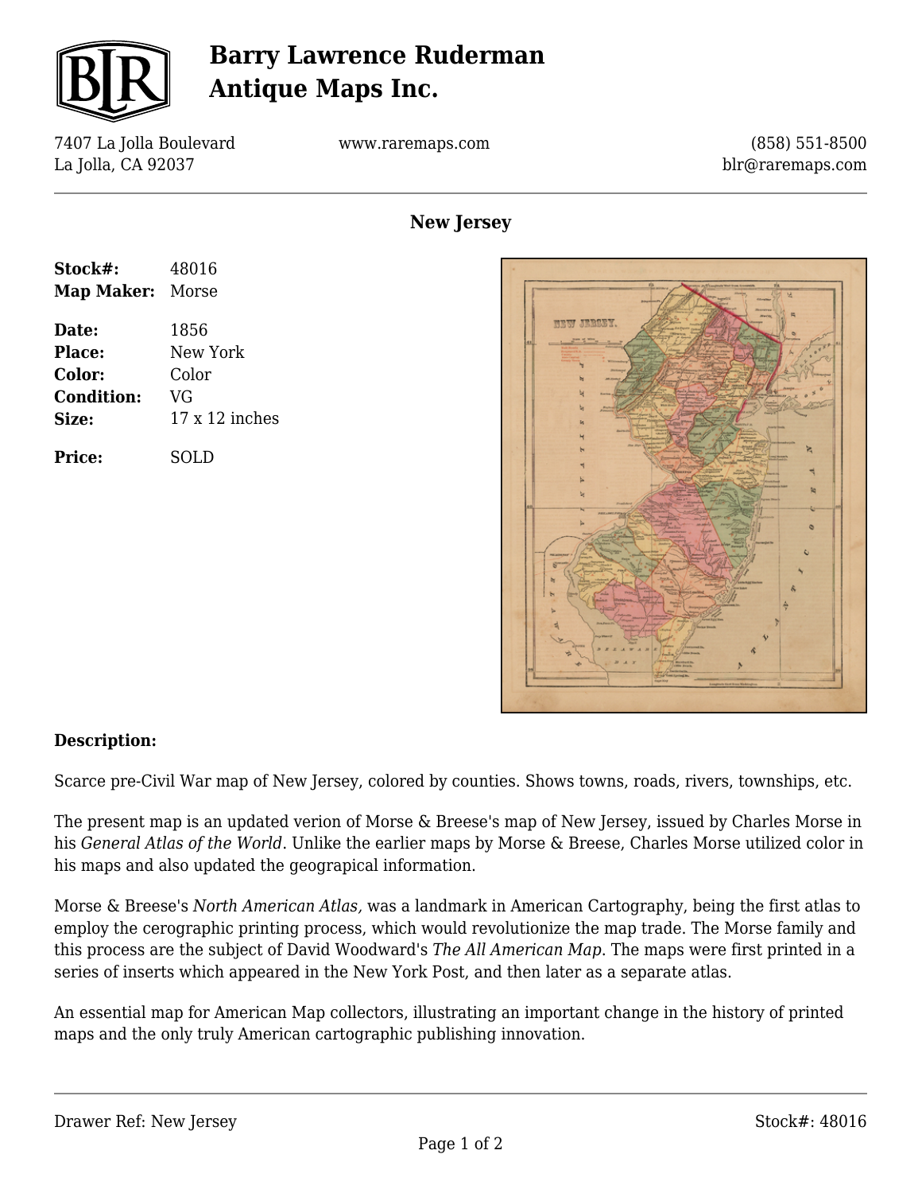# Barry Lawrence Ruderman Antique Maps Inc.

7407 La Jolla Boulevard
La Jolla, CA 92037

www.raremaps.com

(858) 551-8500
blr@raremaps.com

## New Jersey

**Stock#:** 48016
**Map Maker:** Morse

**Date:** 1856
**Place:** New York
**Color:** Color
**Condition:** VG
**Size:** 17 x 12 inches

**Price:** SOLD

**Description:**

Scarce pre-Civil War map of New Jersey, colored by counties. Shows towns, roads, rivers, townships, etc.

The present map is an updated verion of Morse & Breese's map of New Jersey, issued by Charles Morse in his *General Atlas of the World*. Unlike the earlier maps by Morse & Breese, Charles Morse utilized color in his maps and also updated the geograpical information.

Morse & Breese's *North American Atlas,* was a landmark in American Cartography, being the first atlas to employ the cerographic printing process, which would revolutionize the map trade. The Morse family and this process are the subject of David Woodward's *The All American Map*. The maps were first printed in a series of inserts which appeared in the New York Post, and then later as a separate atlas.

An essential map for American Map collectors, illustrating an important change in the history of printed maps and the only truly American cartographic publishing innovation.

Drawer Ref: New Jersey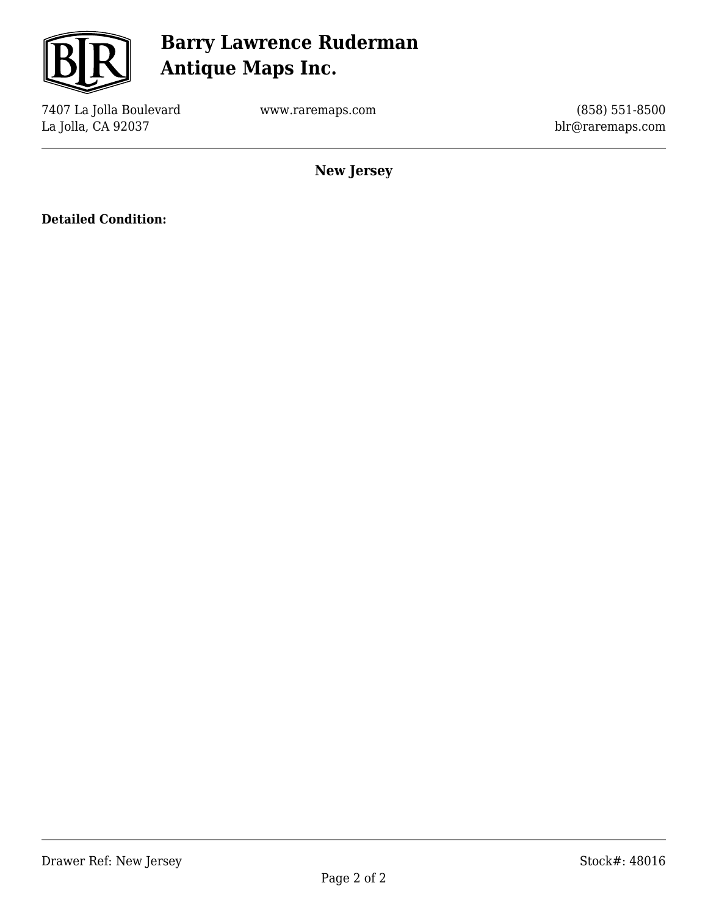**New Jersey**

**Detailed Condition:**